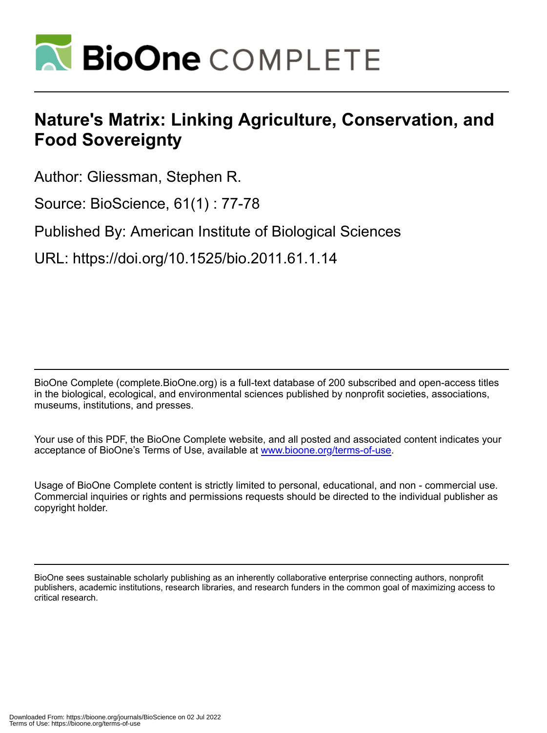# Nature's Matrix: Linking Agriculture, Conservation, and Food Sovereignty

Author: Gliessman, Stephen R.

Source: BioScience, 61(1) : 77-78

Published By: American Institute of Biological Sciences

URL: https://doi.org/10.1525/bio.2011.61.1.14

BioOne Complete (complete.BioOne.org) is a full-text database of 200 subscribed and open-access titles in the biological, ecological, and environmental sciences published by nonprofit societies, associations, museums, institutions, and presses.

Your use of this PDF, the BioOne Complete website, and all posted and associated content indicates your acceptance of BioOne's Terms of Use, available at www.bioone.org/terms-of-use.

Usage of BioOne Complete content is strictly limited to personal, educational, and non - commercial use. Commercial inquiries or rights and permissions requests should be directed to the individual publisher as copyright holder.

BioOne sees sustainable scholarly publishing as an inherently collaborative enterprise connecting authors, nonprofit publishers, academic institutions, research libraries, and research funders in the common goal of maximizing access to critical research.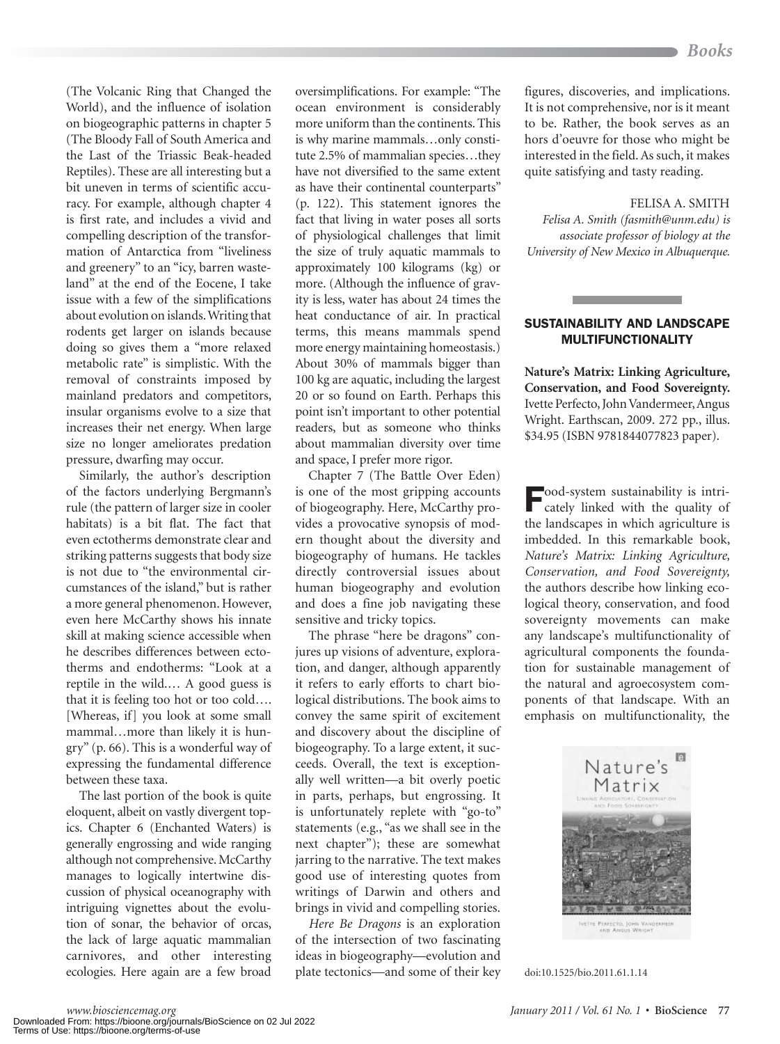(The Volcanic Ring that Changed the World), and the influence of isolation on biogeographic patterns in chapter 5 (The Bloody Fall of South America and the Last of the Triassic Beak-headed Reptiles). These are all interesting but a bit uneven in terms of scientific accuracy. For example, although chapter 4 is first rate, and includes a vivid and compelling description of the transformation of Antarctica from "liveliness and greenery" to an "icy, barren wasteland" at the end of the Eocene, I take issue with a few of the simplifications about evolution on islands. Writing that rodents get larger on islands because doing so gives them a "more relaxed metabolic rate" is simplistic. With the removal of constraints imposed by mainland predators and competitors, insular organisms evolve to a size that increases their net energy. When large size no longer ameliorates predation pressure, dwarfing may occur.

Similarly, the author's description of the factors underlying Bergmann's rule (the pattern of larger size in cooler habitats) is a bit flat. The fact that even ectotherms demonstrate clear and striking patterns suggests that body size is not due to "the environmental circumstances of the island," but is rather a more general phenomenon. However, even here McCarthy shows his innate skill at making science accessible when he describes differences between ectotherms and endotherms: "Look at a reptile in the wild.… A good guess is that it is feeling too hot or too cold…. [Whereas, if] you look at some small mammal…more than likely it is hungry" (p. 66). This is a wonderful way of expressing the fundamental difference between these taxa.

The last portion of the book is quite eloquent, albeit on vastly divergent topics. Chapter 6 (Enchanted Waters) is generally engrossing and wide ranging although not comprehensive. McCarthy manages to logically intertwine discussion of physical oceanography with intriguing vignettes about the evolution of sonar, the behavior of orcas, the lack of large aquatic mammalian carnivores, and other interesting ecologies. Here again are a few broad oversimplifications. For example: "The ocean environment is considerably more uniform than the continents. This is why marine mammals…only constitute 2.5% of mammalian species…they have not diversified to the same extent as have their continental counterparts" (p. 122). This statement ignores the fact that living in water poses all sorts of physiological challenges that limit the size of truly aquatic mammals to approximately 100 kilograms (kg) or more. (Although the influence of gravity is less, water has about 24 times the heat conductance of air. In practical terms, this means mammals spend more energy maintaining homeostasis.) About 30% of mammals bigger than 100 kg are aquatic, including the largest 20 or so found on Earth. Perhaps this point isn't important to other potential readers, but as someone who thinks about mammalian diversity over time and space, I prefer more rigor.

Chapter 7 (The Battle Over Eden) is one of the most gripping accounts of biogeography. Here, McCarthy provides a provocative synopsis of modern thought about the diversity and biogeography of humans. He tackles directly controversial issues about human biogeography and evolution and does a fine job navigating these sensitive and tricky topics.

The phrase "here be dragons" conjures up visions of adventure, exploration, and danger, although apparently it refers to early efforts to chart biological distributions. The book aims to convey the same spirit of excitement and discovery about the discipline of biogeography. To a large extent, it succeeds. Overall, the text is exceptionally well written—a bit overly poetic in parts, perhaps, but engrossing. It is unfortunately replete with "go-to" statements (e.g., "as we shall see in the next chapter"); these are somewhat jarring to the narrative. The text makes good use of interesting quotes from writings of Darwin and others and brings in vivid and compelling stories.

*Here Be Dragons* is an exploration of the intersection of two fascinating ideas in biogeography—evolution and plate tectonics—and some of their key figures, discoveries, and implications. It is not comprehensive, nor is it meant to be. Rather, the book serves as an hors d'oeuvre for those who might be interested in the field. As such, it makes quite satisfying and tasty reading.

FELISA A. SMITH

*Felisa A. Smith (fasmith@unm.edu) is associate professor of biology at the University of New Mexico in Albuquerque.*

## SUSTAINABILITY AND LANDSCAPE MULTIFUNCTIONALITY

**Nature's Matrix: Linking Agriculture, Conservation, and Food Sovereignty.** Ivette Perfecto, John Vandermeer, Angus Wright. Earthscan, 2009. 272 pp., illus. $34.95 (ISBN 9781844077823 paper).

Food-system sustainability is intricately linked with the quality of the landscapes in which agriculture is imbedded. In this remarkable book, *Nature's Matrix: Linking Agriculture, Conservation, and Food Sovereignty,* the authors describe how linking ecological theory, conservation, and food sovereignty movements can make any landscape's multifunctionality of agricultural components the foundation for sustainable management of the natural and agroecosystem components of that landscape. With an emphasis on multifunctionality, the

doi:10.1525/bio.2011.61.1.14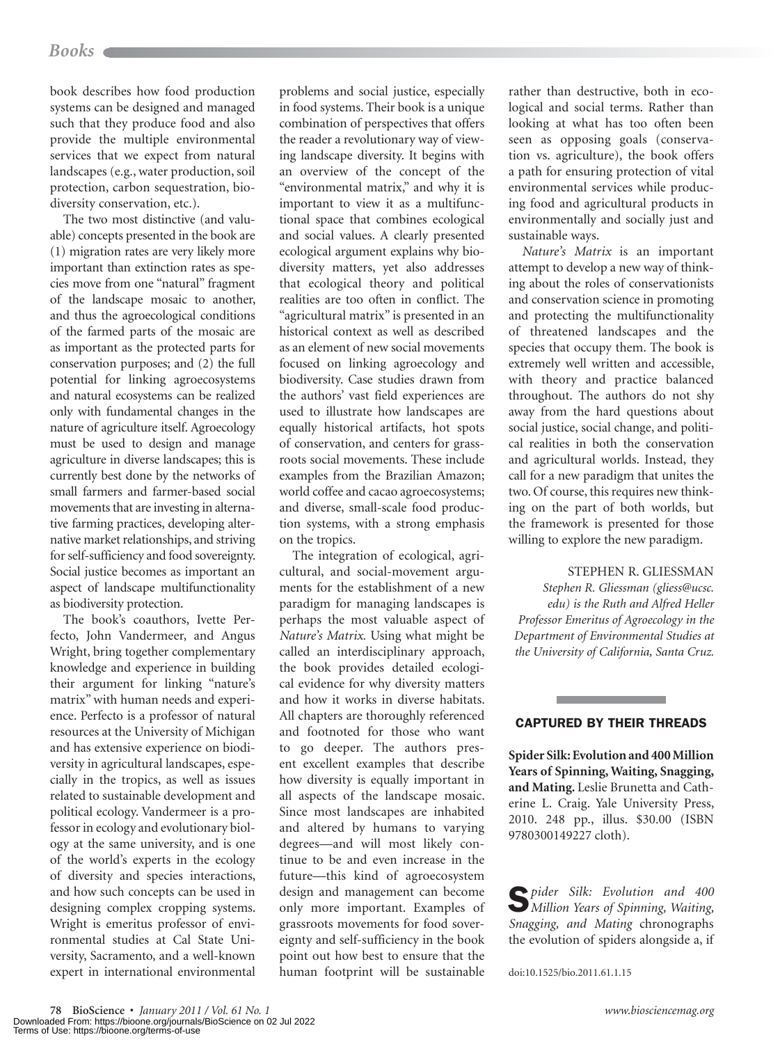book describes how food production systems can be designed and managed such that they produce food and also provide the multiple environmental services that we expect from natural landscapes (e.g., water production, soil protection, carbon sequestration, biodiversity conservation, etc.).

The two most distinctive (and valuable) concepts presented in the book are (1) migration rates are very likely more important than extinction rates as species move from one "natural" fragment of the landscape mosaic to another, and thus the agroecological conditions of the farmed parts of the mosaic are as important as the protected parts for conservation purposes; and (2) the full potential for linking agroecosystems and natural ecosystems can be realized only with fundamental changes in the nature of agriculture itself. Agroecology must be used to design and manage agriculture in diverse landscapes; this is currently best done by the networks of small farmers and farmer-based social movements that are investing in alternative farming practices, developing alternative market relationships, and striving for self-sufficiency and food sovereignty. Social justice becomes as important an aspect of landscape multifunctionality as biodiversity protection.

The book's coauthors, Ivette Perfecto, John Vandermeer, and Angus Wright, bring together complementary knowledge and experience in building their argument for linking "nature's matrix" with human needs and experience. Perfecto is a professor of natural resources at the University of Michigan and has extensive experience on biodiversity in agricultural landscapes, especially in the tropics, as well as issues related to sustainable development and political ecology. Vandermeer is a professor in ecology and evolutionary biology at the same university, and is one of the world's experts in the ecology of diversity and species interactions, and how such concepts can be used in designing complex cropping systems. Wright is emeritus professor of environmental studies at Cal State University, Sacramento, and a well-known expert in international environmental problems and social justice, especially in food systems. Their book is a unique combination of perspectives that offers the reader a revolutionary way of viewing landscape diversity. It begins with an overview of the concept of the "environmental matrix," and why it is important to view it as a multifunctional space that combines ecological and social values. A clearly presented ecological argument explains why biodiversity matters, yet also addresses that ecological theory and political realities are too often in conflict. The "agricultural matrix" is presented in an historical context as well as described as an element of new social movements focused on linking agroecology and biodiversity. Case studies drawn from the authors' vast field experiences are used to illustrate how landscapes are equally historical artifacts, hot spots of conservation, and centers for grassroots social movements. These include examples from the Brazilian Amazon; world coffee and cacao agroecosystems; and diverse, small-scale food production systems, with a strong emphasis on the tropics.

The integration of ecological, agricultural, and social-movement arguments for the establishment of a new paradigm for managing landscapes is perhaps the most valuable aspect of *Nature's Matrix.* Using what might be called an interdisciplinary approach, the book provides detailed ecological evidence for why diversity matters and how it works in diverse habitats. All chapters are thoroughly referenced and footnoted for those who want to go deeper. The authors present excellent examples that describe how diversity is equally important in all aspects of the landscape mosaic. Since most landscapes are inhabited and altered by humans to varying degrees—and will most likely continue to be and even increase in the future—this kind of agroecosystem design and management can become only more important. Examples of grassroots movements for food sovereignty and self-sufficiency in the book point out how best to ensure that the human footprint will be sustainable rather than destructive, both in ecological and social terms. Rather than looking at what has too often been seen as opposing goals (conservation vs. agriculture), the book offers a path for ensuring protection of vital environmental services while producing food and agricultural products in environmentally and socially just and sustainable ways.

*Nature's Matrix* is an important attempt to develop a new way of thinking about the roles of conservationists and conservation science in promoting and protecting the multifunctionality of threatened landscapes and the species that occupy them. The book is extremely well written and accessible, with theory and practice balanced throughout. The authors do not shy away from the hard questions about social justice, social change, and political realities in both the conservation and agricultural worlds. Instead, they call for a new paradigm that unites the two. Of course, this requires new thinking on the part of both worlds, but the framework is presented for those willing to explore the new paradigm.

STEPHEN R. GLIESSMAN

*Stephen R. Gliessman (gliess@ucsc.edu) is the Ruth and Alfred Heller Professor Emeritus of Agroecology in the Department of Environmental Studies at the University of California, Santa Cruz.*

## CAPTURED BY THEIR THREADS

**Spider Silk: Evolution and 400 Million Years of Spinning, Waiting, Snagging, and Mating.** Leslie Brunetta and Catherine L. Craig. Yale University Press, 2010. 248 pp., illus. $30.00 (ISBN 9780300149227 cloth).

*Spider Silk: Evolution and 400 Million Years of Spinning, Waiting, Snagging, and Mating* chronographs the evolution of spiders alongside a, if

doi:10.1525/bio.2011.61.1.15